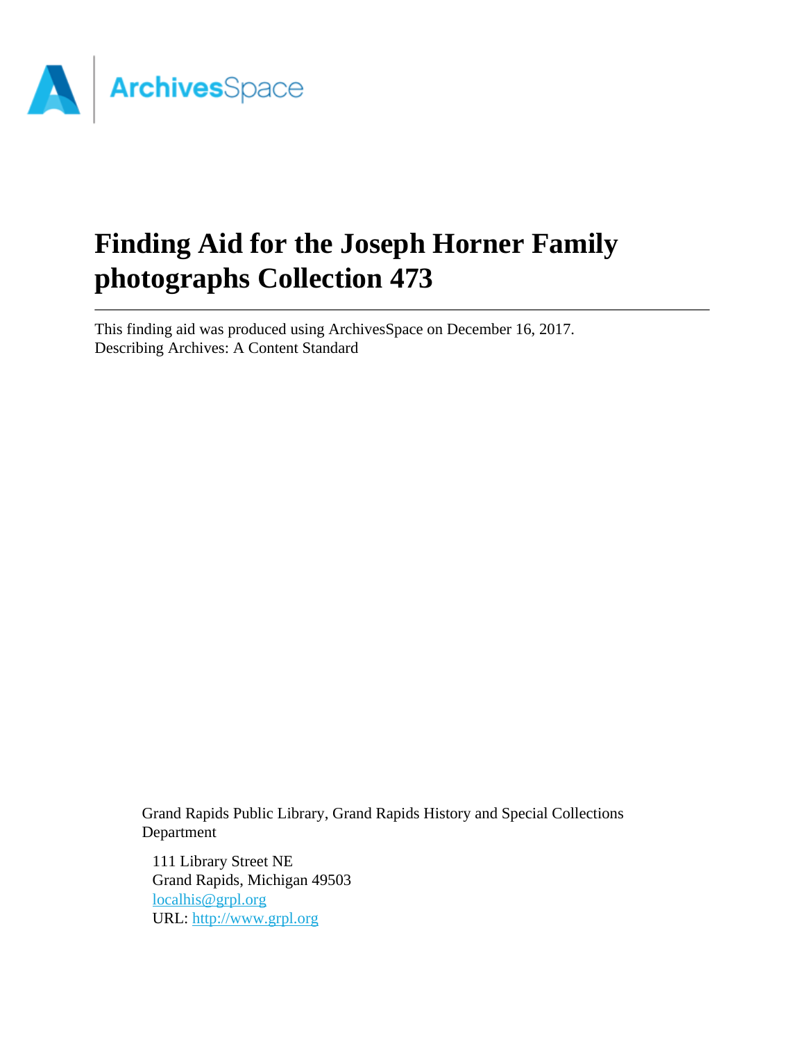ArchivesSpace

# Finding Aid for the Joseph Horner Family photographs Collection 473

This finding aid was produced using ArchivesSpace on December 16, 2017.
Describing Archives: A Content Standard

Grand Rapids Public Library, Grand Rapids History and Special Collections Department

111 Library Street NE
Grand Rapids, Michigan 49503
localhis@grpl.org
URL: http://www.grpl.org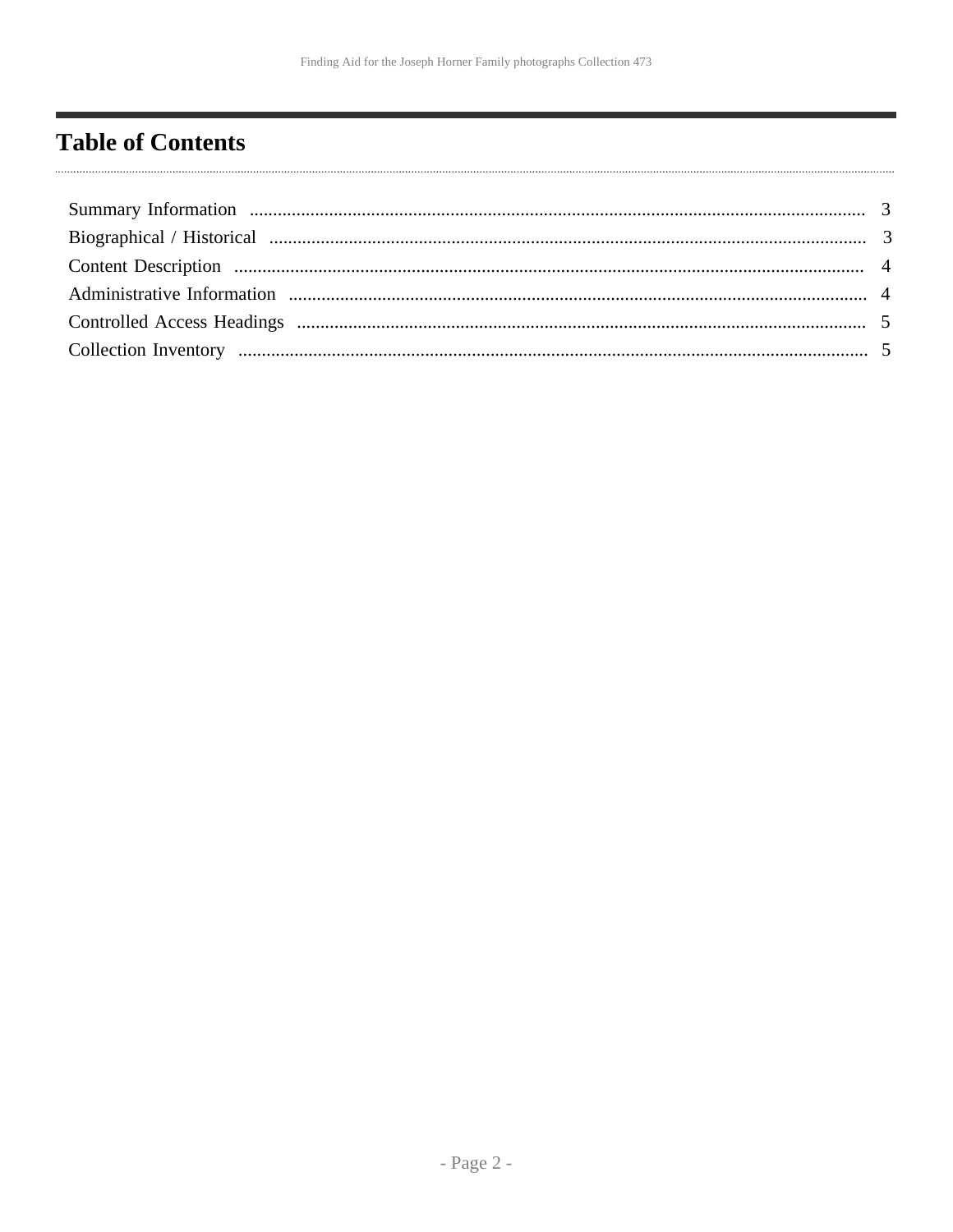# Table of Contents

- Summary Information ........ 3
- Biographical / Historical ........ 3
- Content Description ........ 4
- Administrative Information ........ 4
- Controlled Access Headings ........ 5
- Collection Inventory ........ 5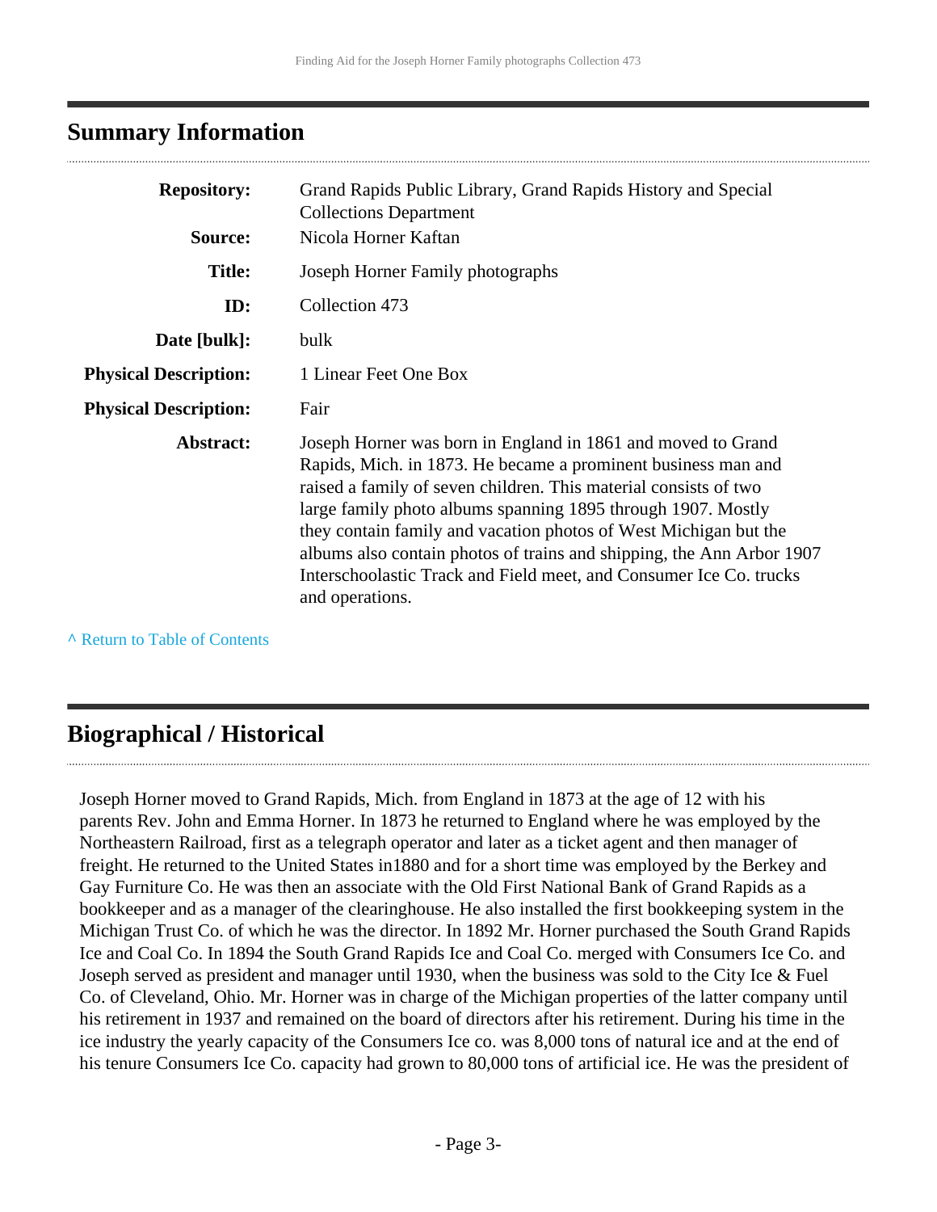## Summary Information

| | |
|---|---|
| **Repository:** | Grand Rapids Public Library, Grand Rapids History and Special Collections Department |
| **Source:** | Nicola Horner Kaftan |
| **Title:** | Joseph Horner Family photographs |
| **ID:** | Collection 473 |
| **Date [bulk]:** | bulk |
| **Physical Description:** | 1 Linear Feet One Box |
| **Physical Description:** | Fair |
| **Abstract:** | Joseph Horner was born in England in 1861 and moved to Grand Rapids, Mich. in 1873. He became a prominent business man and raised a family of seven children. This material consists of two large family photo albums spanning 1895 through 1907. Mostly they contain family and vacation photos of West Michigan but the albums also contain photos of trains and shipping, the Ann Arbor 1907 Interschoolastic Track and Field meet, and Consumer Ice Co. trucks and operations. |

^ Return to Table of Contents

## Biographical / Historical

Joseph Horner moved to Grand Rapids, Mich. from England in 1873 at the age of 12 with his parents Rev. John and Emma Horner. In 1873 he returned to England where he was employed by the Northeastern Railroad, first as a telegraph operator and later as a ticket agent and then manager of freight. He returned to the United States in1880 and for a short time was employed by the Berkey and Gay Furniture Co. He was then an associate with the Old First National Bank of Grand Rapids as a bookkeeper and as a manager of the clearinghouse. He also installed the first bookkeeping system in the Michigan Trust Co. of which he was the director. In 1892 Mr. Horner purchased the South Grand Rapids Ice and Coal Co. In 1894 the South Grand Rapids Ice and Coal Co. merged with Consumers Ice Co. and Joseph served as president and manager until 1930, when the business was sold to the City Ice & Fuel Co. of Cleveland, Ohio. Mr. Horner was in charge of the Michigan properties of the latter company until his retirement in 1937 and remained on the board of directors after his retirement. During his time in the ice industry the yearly capacity of the Consumers Ice co. was 8,000 tons of natural ice and at the end of his tenure Consumers Ice Co. capacity had grown to 80,000 tons of artificial ice. He was the president of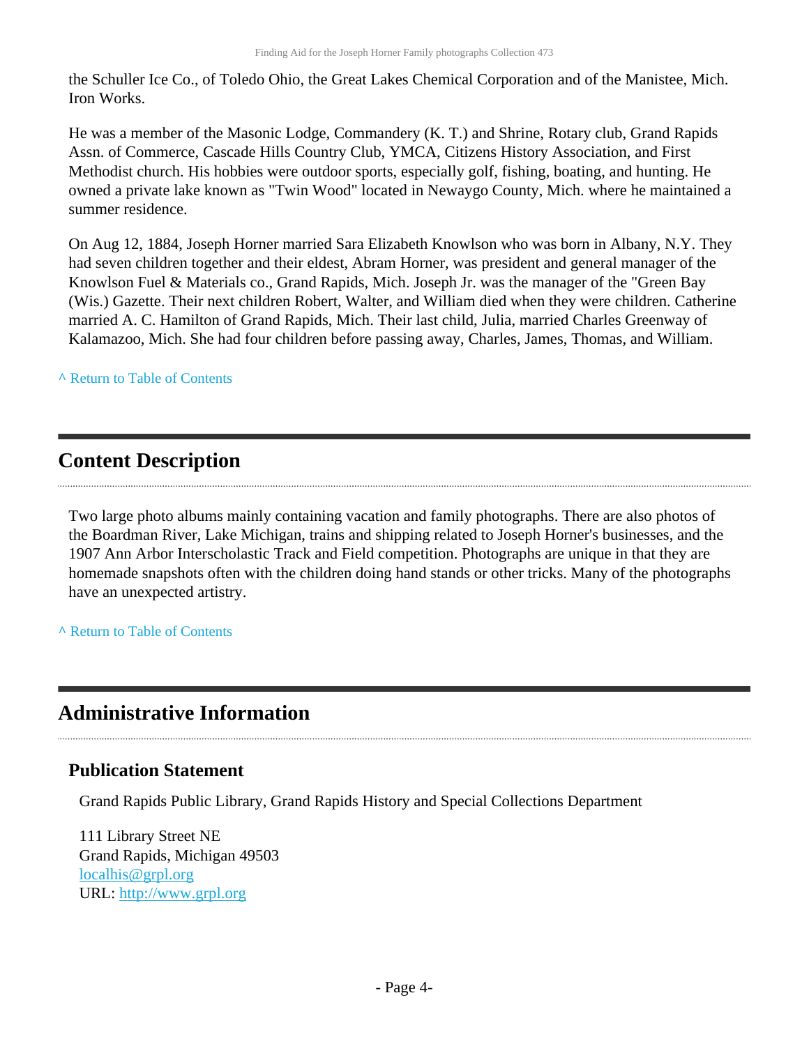the Schuller Ice Co., of Toledo Ohio, the Great Lakes Chemical Corporation and of the Manistee, Mich. Iron Works.

He was a member of the Masonic Lodge, Commandery (K. T.) and Shrine, Rotary club, Grand Rapids Assn. of Commerce, Cascade Hills Country Club, YMCA, Citizens History Association, and First Methodist church. His hobbies were outdoor sports, especially golf, fishing, boating, and hunting. He owned a private lake known as "Twin Wood" located in Newaygo County, Mich. where he maintained a summer residence.

On Aug 12, 1884, Joseph Horner married Sara Elizabeth Knowlson who was born in Albany, N.Y. They had seven children together and their eldest, Abram Horner, was president and general manager of the Knowlson Fuel & Materials co., Grand Rapids, Mich. Joseph Jr. was the manager of the "Green Bay (Wis.) Gazette. Their next children Robert, Walter, and William died when they were children. Catherine married A. C. Hamilton of Grand Rapids, Mich. Their last child, Julia, married Charles Greenway of Kalamazoo, Mich. She had four children before passing away, Charles, James, Thomas, and William.

^ Return to Table of Contents

## Content Description

Two large photo albums mainly containing vacation and family photographs. There are also photos of the Boardman River, Lake Michigan, trains and shipping related to Joseph Horner's businesses, and the 1907 Ann Arbor Interscholastic Track and Field competition. Photographs are unique in that they are homemade snapshots often with the children doing hand stands or other tricks. Many of the photographs have an unexpected artistry.

^ Return to Table of Contents

## Administrative Information

### Publication Statement

Grand Rapids Public Library, Grand Rapids History and Special Collections Department

111 Library Street NE
Grand Rapids, Michigan 49503
localhis@grpl.org
URL: http://www.grpl.org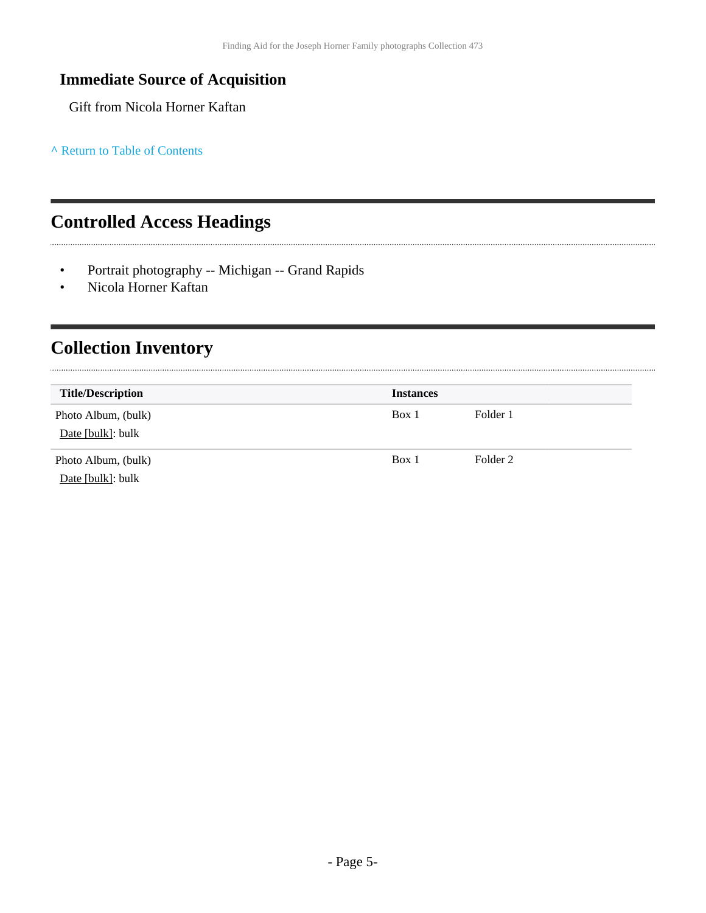### Immediate Source of Acquisition

Gift from Nicola Horner Kaftan

^ Return to Table of Contents

## Controlled Access Headings

- Portrait photography -- Michigan -- Grand Rapids
- Nicola Horner Kaftan

## Collection Inventory

| Title/Description | Instances | |
|---|---|---|
| Photo Album, (bulk)<br>Date [bulk]: bulk | Box 1 | Folder 1 |
| Photo Album, (bulk)<br>Date [bulk]: bulk | Box 1 | Folder 2 |